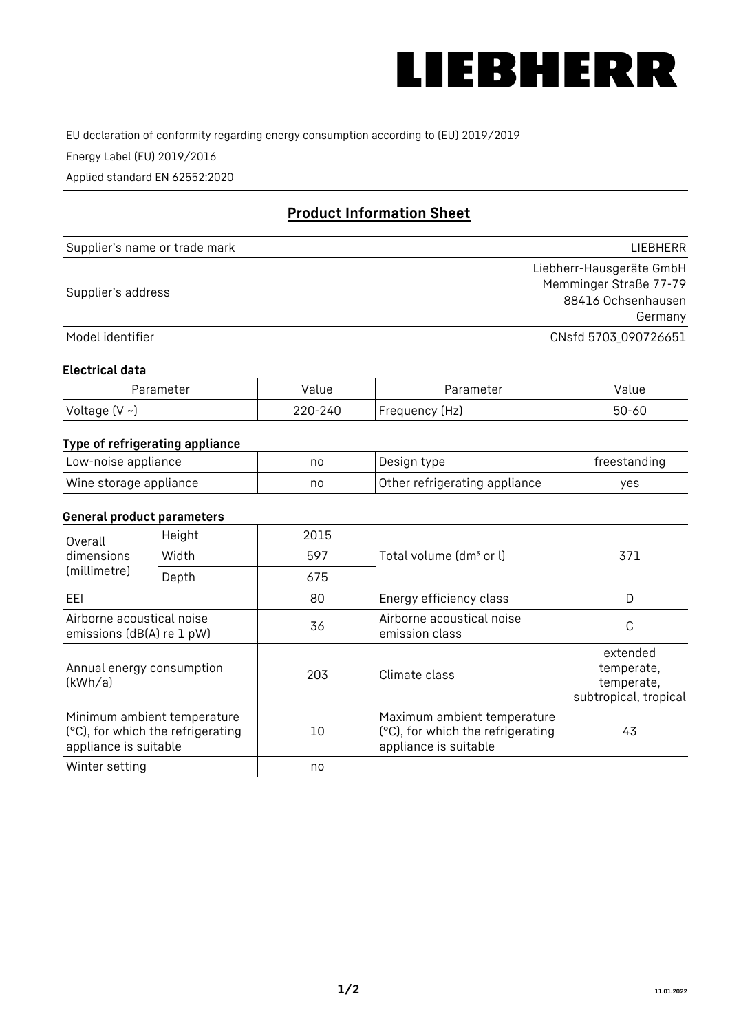LIEBHERR

EU declaration of conformity regarding energy consumption according to (EU) 2019/2019

Energy Label (EU) 2019/2016

Applied standard EN 62552:2020

## Product Information Sheet

| | |
|---|---|
| Supplier's name or trade mark | LIEBHERR |
| Supplier's address | Liebherr-Hausgeräte GmbH<br>Memminger Straße 77-79<br>88416 Ochsenhausen<br>Germany |
| Model identifier | CNsfd 5703_090726651 |

### Electrical data

| Parameter | Value | Parameter | Value |
|---|---|---|---|
| Voltage (V ~) | 220-240 | Frequency (Hz) | 50-60 |

### Type of refrigerating appliance

| | | | |
|---|---|---|---|
| Low-noise appliance | no | Design type | freestanding |
| Wine storage appliance | no | Other refrigerating appliance | yes |

### General product parameters

| | | | | |
|---|---|---|---|---|
| Overall dimensions (millimetre) | Height | 2015 | Total volume (dm³ or l) | 371 |
| | Width | 597 | | |
| | Depth | 675 | | |
| EEI | | 80 | Energy efficiency class | D |
| Airborne acoustical noise emissions (dB(A) re 1 pW) | | 36 | Airborne acoustical noise emission class | C |
| Annual energy consumption (kWh/a) | | 203 | Climate class | extended temperate, temperate, subtropical, tropical |
| Minimum ambient temperature (°C), for which the refrigerating appliance is suitable | | 10 | Maximum ambient temperature (°C), for which the refrigerating appliance is suitable | 43 |
| Winter setting | | no | | |

11.01.2022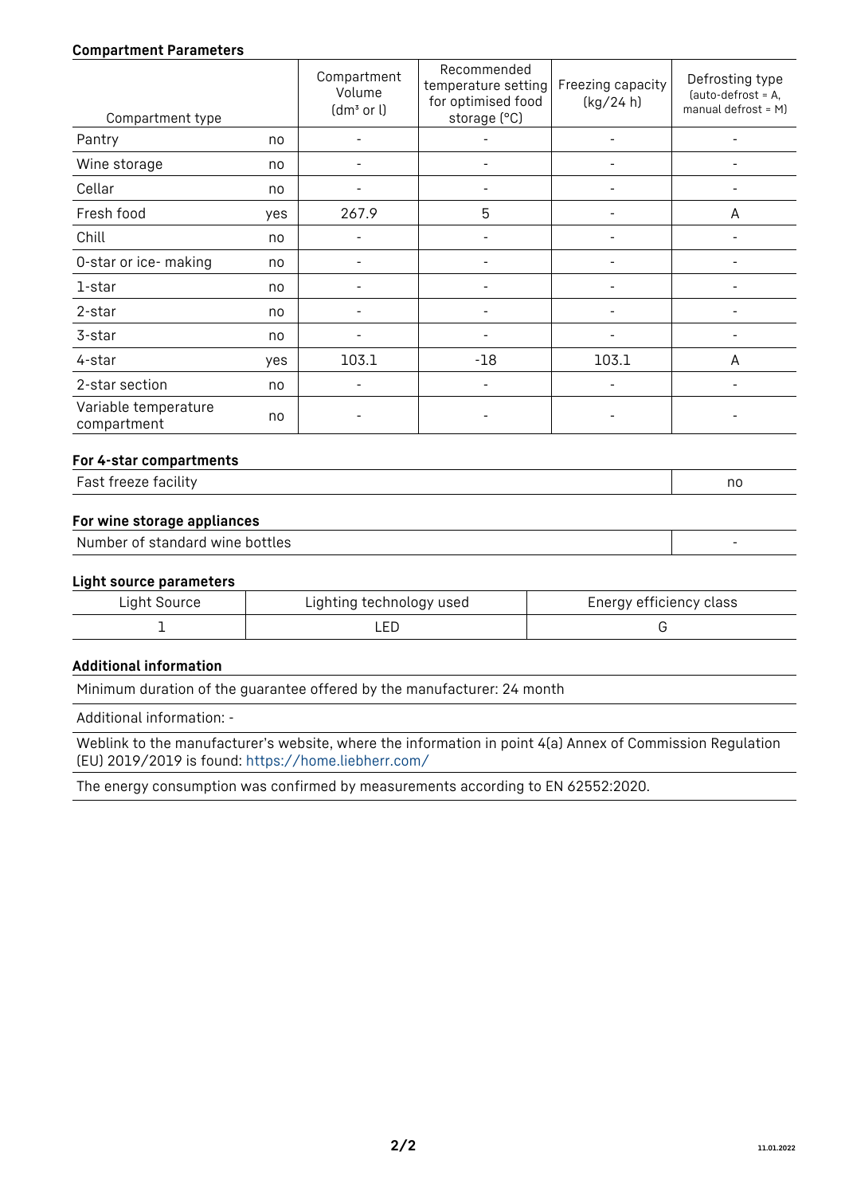**Compartment Parameters**

| Compartment type | | Compartment Volume (dm³ or l) | Recommended temperature setting for optimised food storage (°C) | Freezing capacity (kg/24 h) | Defrosting type (auto-defrost = A, manual defrost = M) |
|---|---|---|---|---|---|
| Pantry | no | - | - | - | - |
| Wine storage | no | - | - | - | - |
| Cellar | no | - | - | - | - |
| Fresh food | yes | 267.9 | 5 | - | A |
| Chill | no | - | - | - | - |
| 0-star or ice- making | no | - | - | - | - |
| 1-star | no | - | - | - | - |
| 2-star | no | - | - | - | - |
| 3-star | no | - | - | - | - |
| 4-star | yes | 103.1 | -18 | 103.1 | A |
| 2-star section | no | - | - | - | - |
| Variable temperature compartment | no | - | - | - | - |

**For 4-star compartments**

| | |
|---|---|
| Fast freeze facility | no |

**For wine storage appliances**

| | |
|---|---|
| Number of standard wine bottles | - |

**Light source parameters**

| Light Source | Lighting technology used | Energy efficiency class |
|---|---|---|
| 1 | LED | G |

**Additional information**

Minimum duration of the guarantee offered by the manufacturer: 24 month

Additional information: -

Weblink to the manufacturer's website, where the information in point 4(a) Annex of Commission Regulation (EU) 2019/2019 is found: https://home.liebherr.com/

The energy consumption was confirmed by measurements according to EN 62552:2020.

11.01.2022